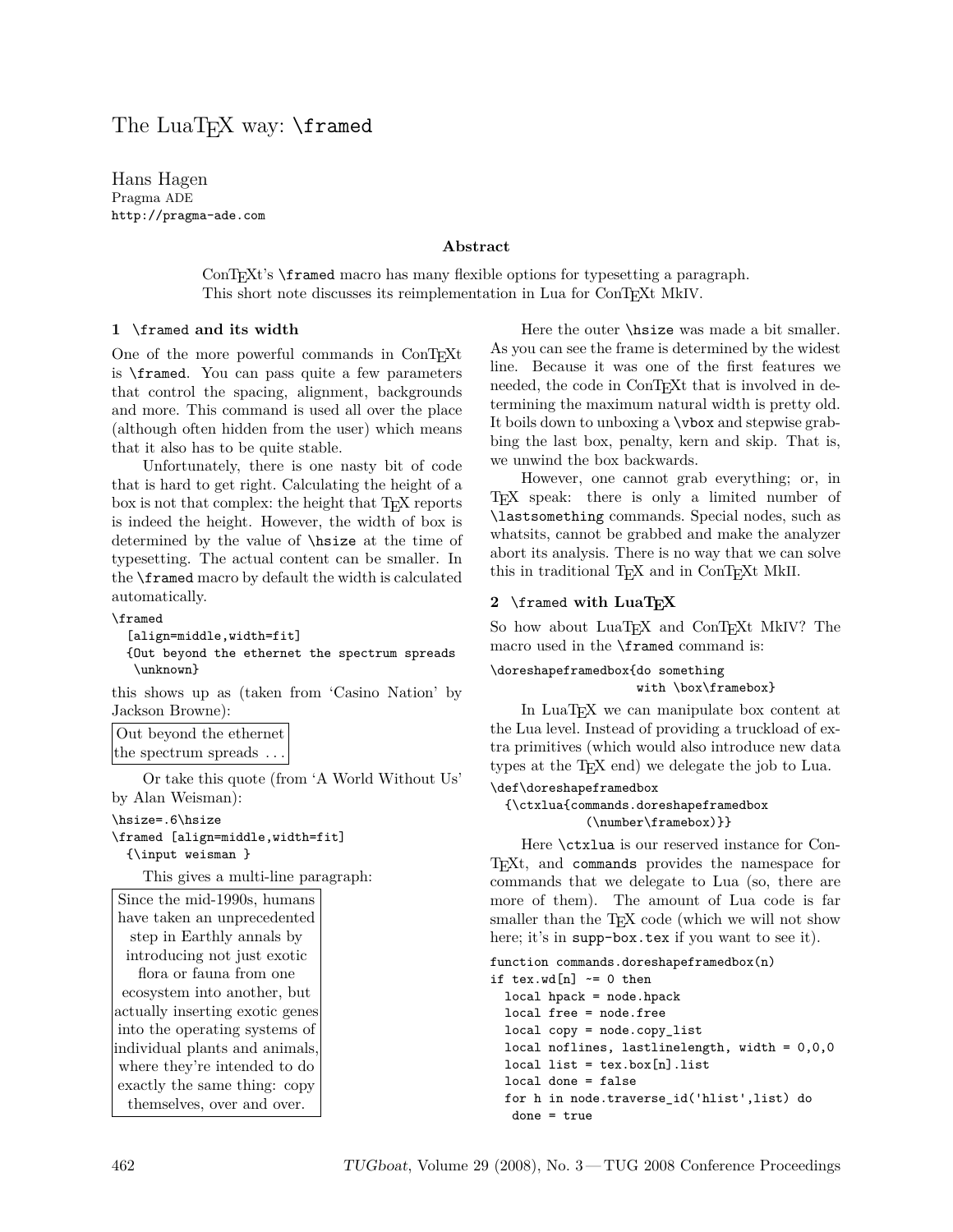# The LuaTEX way: \framed

Hans Hagen
Pragma ADE
http://pragma-ade.com

### Abstract

ConTEXt's \framed macro has many flexible options for typesetting a paragraph. This short note discusses its reimplementation in Lua for ConTEXt MkIV.

## 1 \framed and its width

One of the more powerful commands in ConTEXt is \framed. You can pass quite a few parameters that control the spacing, alignment, backgrounds and more. This command is used all over the place (although often hidden from the user) which means that it also has to be quite stable.

Unfortunately, there is one nasty bit of code that is hard to get right. Calculating the height of a box is not that complex: the height that TEX reports is indeed the height. However, the width of box is determined by the value of \hsize at the time of typesetting. The actual content can be smaller. In the \framed macro by default the width is calculated automatically.

```
\framed
  [align=middle,width=fit]
  {Out beyond the ethernet the spectrum spreads
   \unknown}
```

this shows up as (taken from 'Casino Nation' by Jackson Browne):

> Out beyond the ethernet
> the spectrum spreads . . .

Or take this quote (from 'A World Without Us' by Alan Weisman):

```
\hsize=.6\hsize
\framed [align=middle,width=fit]
  {\input weisman }
```

This gives a multi-line paragraph:

> Since the mid-1990s, humans have taken an unprecedented step in Earthly annals by introducing not just exotic flora or fauna from one ecosystem into another, but actually inserting exotic genes into the operating systems of individual plants and animals, where they're intended to do exactly the same thing: copy themselves, over and over.

Here the outer \hsize was made a bit smaller. As you can see the frame is determined by the widest line. Because it was one of the first features we needed, the code in ConTEXt that is involved in determining the maximum natural width is pretty old. It boils down to unboxing a \vbox and stepwise grabbing the last box, penalty, kern and skip. That is, we unwind the box backwards.

However, one cannot grab everything; or, in TEX speak: there is only a limited number of \lastsomething commands. Special nodes, such as whatsits, cannot be grabbed and make the analyzer abort its analysis. There is no way that we can solve this in traditional TEX and in ConTEXt MkII.

## 2 \framed with LuaTEX

So how about LuaTEX and ConTEXt MkIV? The macro used in the \framed command is:

```
\doreshapeframedbox{do something
                    with \box\framebox}
```

In LuaTEX we can manipulate box content at the Lua level. Instead of providing a truckload of extra primitives (which would also introduce new data types at the TEX end) we delegate the job to Lua.

```
\def\doreshapeframedbox
  {\ctxlua{commands.doreshapeframedbox
            (\number\framebox)}}
```

Here \ctxlua is our reserved instance for ConTEXt, and commands provides the namespace for commands that we delegate to Lua (so, there are more of them). The amount of Lua code is far smaller than the TEX code (which we will not show here; it's in supp-box.tex if you want to see it).

```
function commands.doreshapeframedbox(n)
if tex.wd[n] ~= 0 then
  local hpack = node.hpack
  local free = node.free
  local copy = node.copy_list
  local noflines, lastlinelength, width = 0,0,0
  local list = tex.box[n].list
  local done = false
  for h in node.traverse_id('hlist',list) do
   done = true
```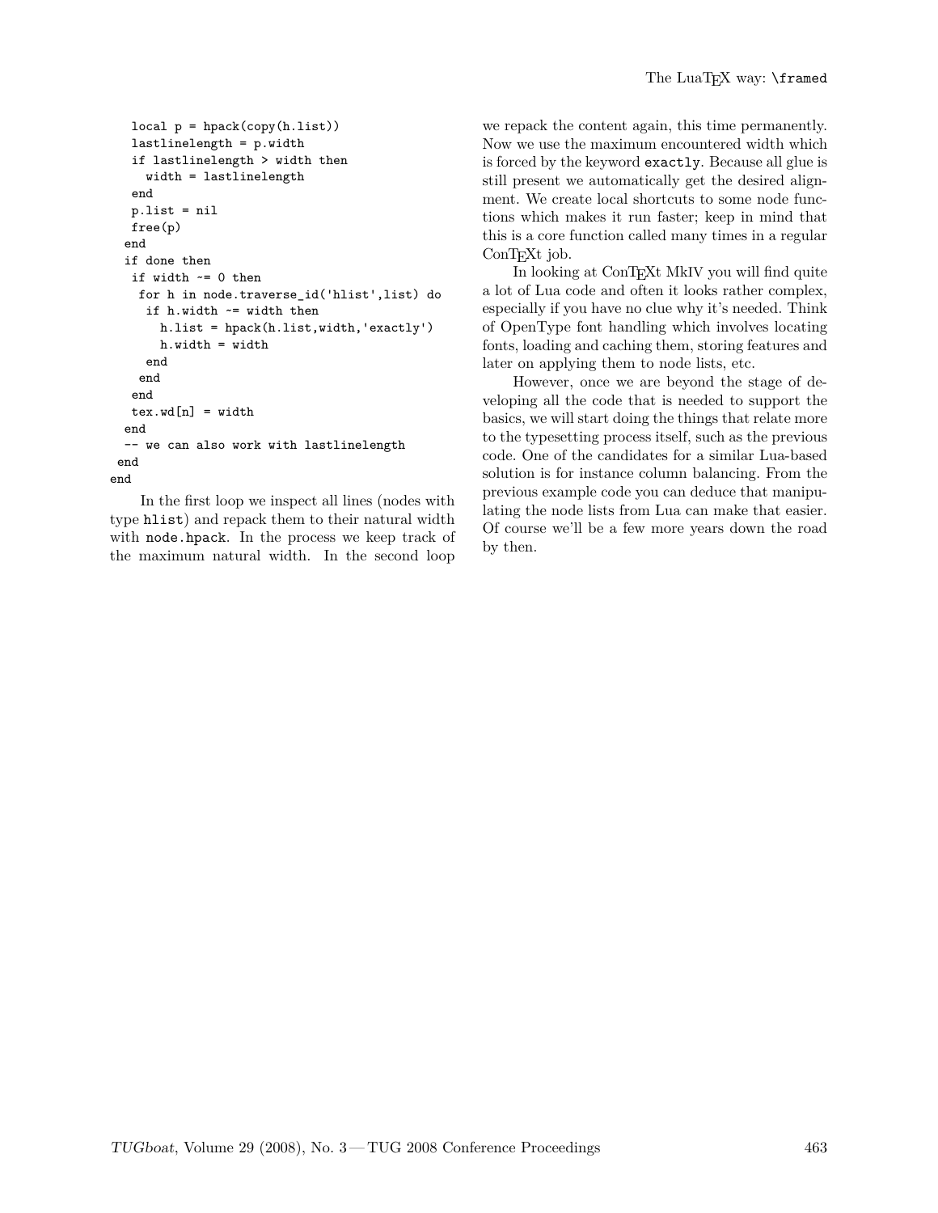```
    local p = hpack(copy(h.list))
    lastlinelength = p.width
    if lastlinelength > width then
      width = lastlinelength
    end
    p.list = nil
    free(p)
   end
   if done then
    if width ~= 0 then
     for h in node.traverse_id('hlist',list) do
      if h.width ~= width then
        h.list = hpack(h.list,width,'exactly')
        h.width = width
      end
     end
    end
    tex.wd[n] = width
   end
   -- we can also work with lastlinelength
 end
end
```

In the first loop we inspect all lines (nodes with type `hlist`) and repack them to their natural width with `node.hpack`. In the process we keep track of the maximum natural width. In the second loop we repack the content again, this time permanently. Now we use the maximum encountered width which is forced by the keyword `exactly`. Because all glue is still present we automatically get the desired alignment. We create local shortcuts to some node functions which makes it run faster; keep in mind that this is a core function called many times in a regular ConTEXt job.

In looking at ConTEXt MkIV you will find quite a lot of Lua code and often it looks rather complex, especially if you have no clue why it's needed. Think of OpenType font handling which involves locating fonts, loading and caching them, storing features and later on applying them to node lists, etc.

However, once we are beyond the stage of developing all the code that is needed to support the basics, we will start doing the things that relate more to the typesetting process itself, such as the previous code. One of the candidates for a similar Lua-based solution is for instance column balancing. From the previous example code you can deduce that manipulating the node lists from Lua can make that easier. Of course we'll be a few more years down the road by then.